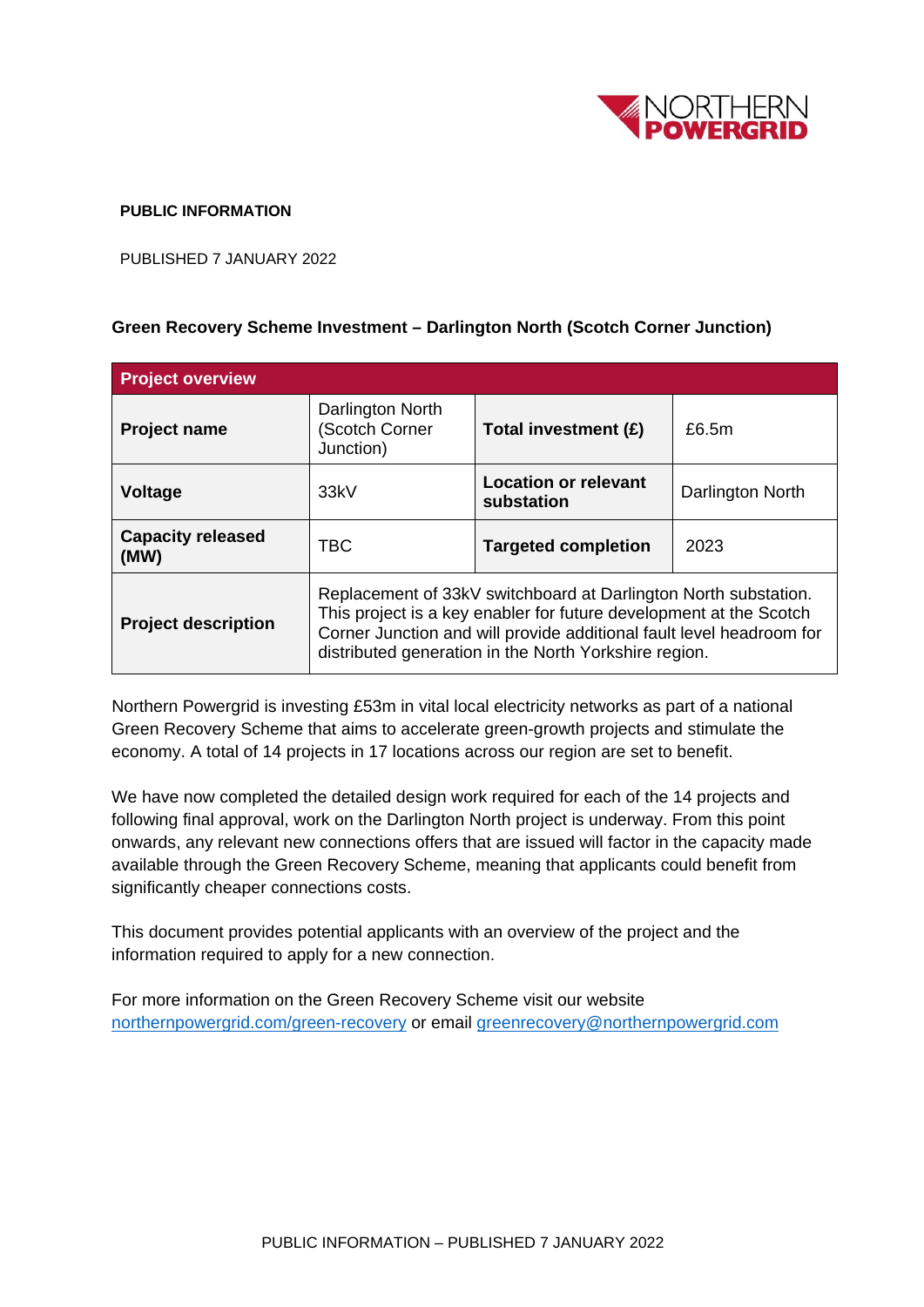**PUBLIC INFORMATION**

PUBLISHED 7 JANUARY 2022

**Green Recovery Scheme Investment – Darlington North (Scotch Corner Junction)**

| **Project overview** | | | |
|---|---|---|---|
| **Project name** | Darlington North (Scotch Corner Junction) | **Total investment (£)** | £6.5m |
| **Voltage** | 33kV | **Location or relevant substation** | Darlington North |
| **Capacity released (MW)** | TBC | **Targeted completion** | 2023 |
| **Project description** | Replacement of 33kV switchboard at Darlington North substation. This project is a key enabler for future development at the Scotch Corner Junction and will provide additional fault level headroom for distributed generation in the North Yorkshire region. | | |

Northern Powergrid is investing £53m in vital local electricity networks as part of a national Green Recovery Scheme that aims to accelerate green-growth projects and stimulate the economy. A total of 14 projects in 17 locations across our region are set to benefit.

We have now completed the detailed design work required for each of the 14 projects and following final approval, work on the Darlington North project is underway. From this point onwards, any relevant new connections offers that are issued will factor in the capacity made available through the Green Recovery Scheme, meaning that applicants could benefit from significantly cheaper connections costs.

This document provides potential applicants with an overview of the project and the information required to apply for a new connection.

For more information on the Green Recovery Scheme visit our website [northernpowergrid.com/green-recovery](northernpowergrid.com/green-recovery) or email [greenrecovery@northernpowergrid.com](mailto:greenrecovery@northernpowergrid.com)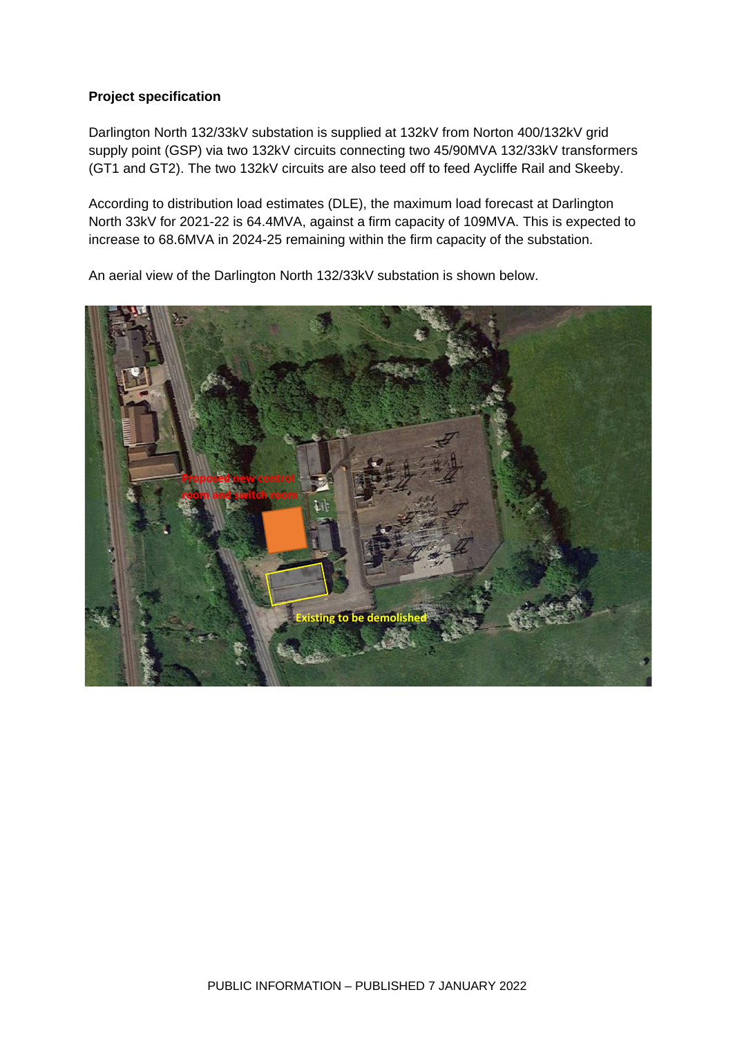**Project specification**

Darlington North 132/33kV substation is supplied at 132kV from Norton 400/132kV grid supply point (GSP) via two 132kV circuits connecting two 45/90MVA 132/33kV transformers (GT1 and GT2). The two 132kV circuits are also teed off to feed Aycliffe Rail and Skeeby.

According to distribution load estimates (DLE), the maximum load forecast at Darlington North 33kV for 2021-22 is 64.4MVA, against a firm capacity of 109MVA. This is expected to increase to 68.6MVA in 2024-25 remaining within the firm capacity of the substation.

An aerial view of the Darlington North 132/33kV substation is shown below.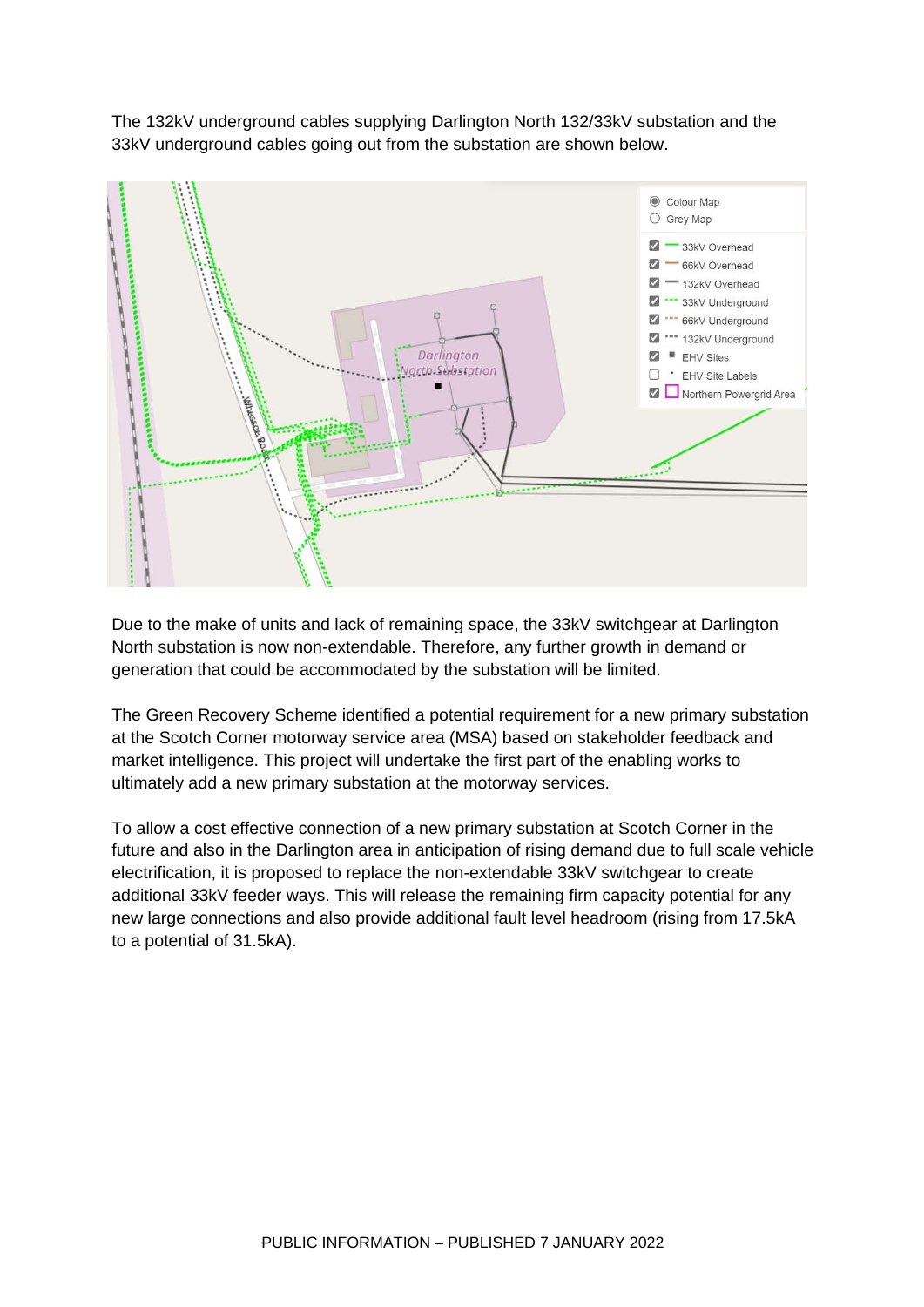The 132kV underground cables supplying Darlington North 132/33kV substation and the 33kV underground cables going out from the substation are shown below.

Colour Map
Grey Map
33kV Overhead
66kV Overhead
132kV Overhead
33kV Underground
66kV Underground
132kV Underground
EHV Sites
EHV Site Labels
Northern Powergrid Area

Darlington North Substation

Whessoe Road

Due to the make of units and lack of remaining space, the 33kV switchgear at Darlington North substation is now non-extendable. Therefore, any further growth in demand or generation that could be accommodated by the substation will be limited.

The Green Recovery Scheme identified a potential requirement for a new primary substation at the Scotch Corner motorway service area (MSA) based on stakeholder feedback and market intelligence. This project will undertake the first part of the enabling works to ultimately add a new primary substation at the motorway services.

To allow a cost effective connection of a new primary substation at Scotch Corner in the future and also in the Darlington area in anticipation of rising demand due to full scale vehicle electrification, it is proposed to replace the non-extendable 33kV switchgear to create additional 33kV feeder ways. This will release the remaining firm capacity potential for any new large connections and also provide additional fault level headroom (rising from 17.5kA to a potential of 31.5kA).